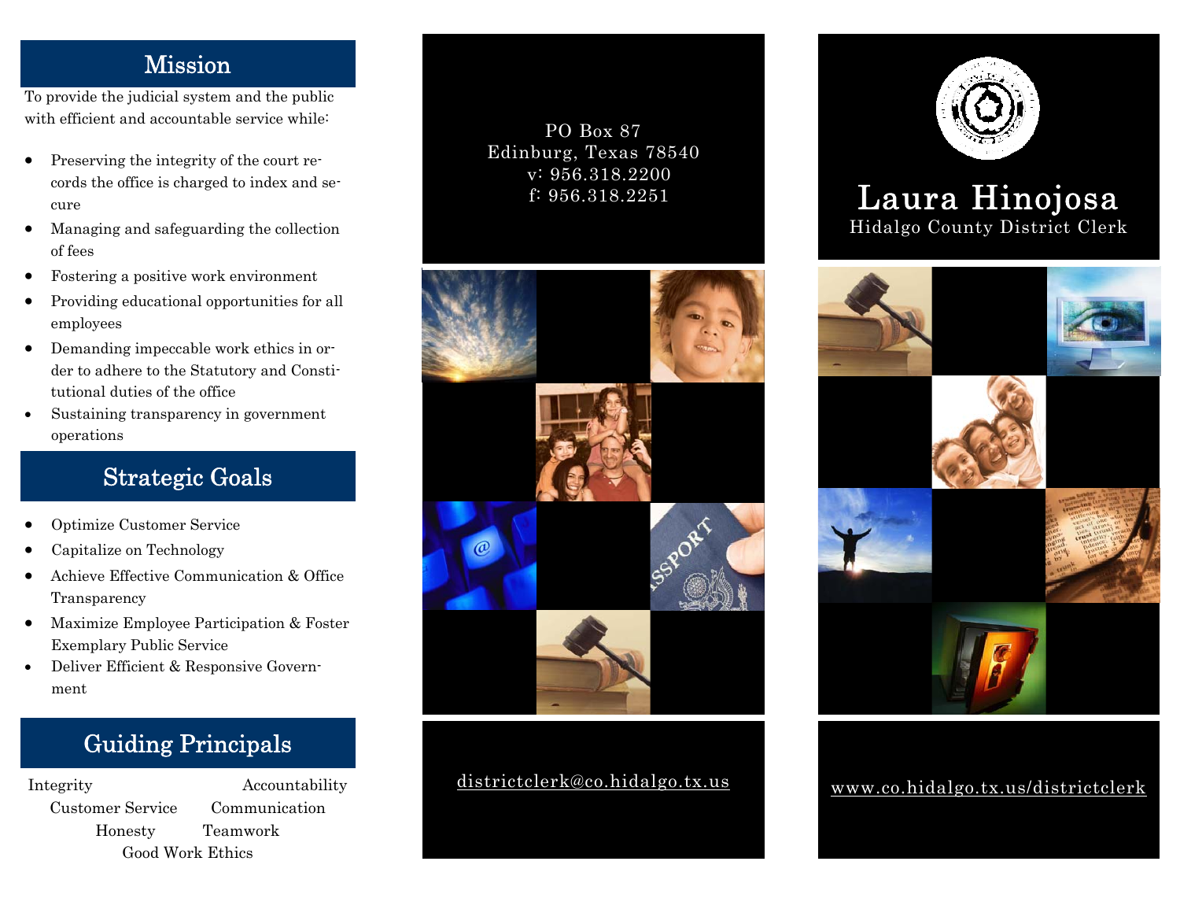## Mission

To provide the judicial system and the public with efficient and accountable service while:

- Preserving the integrity of the court records the office is charged to index and secure
- Managing and safeguarding the collection of fees
- Fostering a positive work environment
- Providing educational opportunities for all employees
- Demanding impeccable work ethics in order to adhere to the Statutory and Constitutional duties of the office
- Sustaining transparency in government operations

## Strategic Goals

- Optimize Customer Service
- Capitalize on Technology
- Achieve Effective Communication & Office Transparency
- Maximize Employee Participation & Foster Exemplary Public Service
- Deliver Efficient & Responsive Government

## Guiding Principals

Integrity
Accountability
Customer Service
Communication
Honesty
Teamwork
Good Work Ethics

PO Box 87
Edinburg, Texas 78540
v: 956.318.2200
f: 956.318.2251

districtclerk@co.hidalgo.tx.us

# Laura Hinojosa

Hidalgo County District Clerk

www.co.hidalgo.tx.us/districtclerk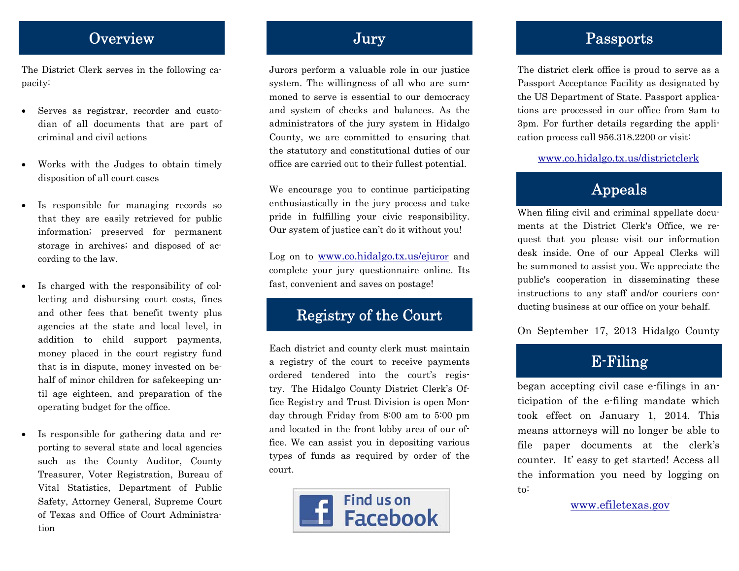## Overview

The District Clerk serves in the following capacity:

- Serves as registrar, recorder and custodian of all documents that are part of criminal and civil actions
- Works with the Judges to obtain timely disposition of all court cases
- Is responsible for managing records so that they are easily retrieved for public information; preserved for permanent storage in archives; and disposed of according to the law.
- Is charged with the responsibility of collecting and disbursing court costs, fines and other fees that benefit twenty plus agencies at the state and local level, in addition to child support payments, money placed in the court registry fund that is in dispute, money invested on behalf of minor children for safekeeping until age eighteen, and preparation of the operating budget for the office.
- Is responsible for gathering data and reporting to several state and local agencies such as the County Auditor, County Treasurer, Voter Registration, Bureau of Vital Statistics, Department of Public Safety, Attorney General, Supreme Court of Texas and Office of Court Administration

## Jury

Jurors perform a valuable role in our justice system. The willingness of all who are summoned to serve is essential to our democracy and system of checks and balances. As the administrators of the jury system in Hidalgo County, we are committed to ensuring that the statutory and constitutional duties of our office are carried out to their fullest potential.

We encourage you to continue participating enthusiastically in the jury process and take pride in fulfilling your civic responsibility. Our system of justice can't do it without you!

Log on to www.co.hidalgo.tx.us/ejuror and complete your jury questionnaire online. Its fast, convenient and saves on postage!

## Registry of the Court

Each district and county clerk must maintain a registry of the court to receive payments ordered tendered into the court's registry. The Hidalgo County District Clerk's Office Registry and Trust Division is open Monday through Friday from 8:00 am to 5:00 pm and located in the front lobby area of our office. We can assist you in depositing various types of funds as required by order of the court.

Find us on Facebook

## Passports

The district clerk office is proud to serve as a Passport Acceptance Facility as designated by the US Department of State. Passport applications are processed in our office from 9am to 3pm. For further details regarding the application process call 956.318.2200 or visit:

www.co.hidalgo.tx.us/districtclerk

## Appeals

When filing civil and criminal appellate documents at the District Clerk's Office, we request that you please visit our information desk inside. One of our Appeal Clerks will be summoned to assist you. We appreciate the public's cooperation in disseminating these instructions to any staff and/or couriers conducting business at our office on your behalf.

## E-Filing

On September 17, 2013 Hidalgo County began accepting civil case e-filings in anticipation of the e-filing mandate which took effect on January 1, 2014. This means attorneys will no longer be able to file paper documents at the clerk's counter. It' easy to get started! Access all the information you need by logging on to:

www.efiletexas.gov